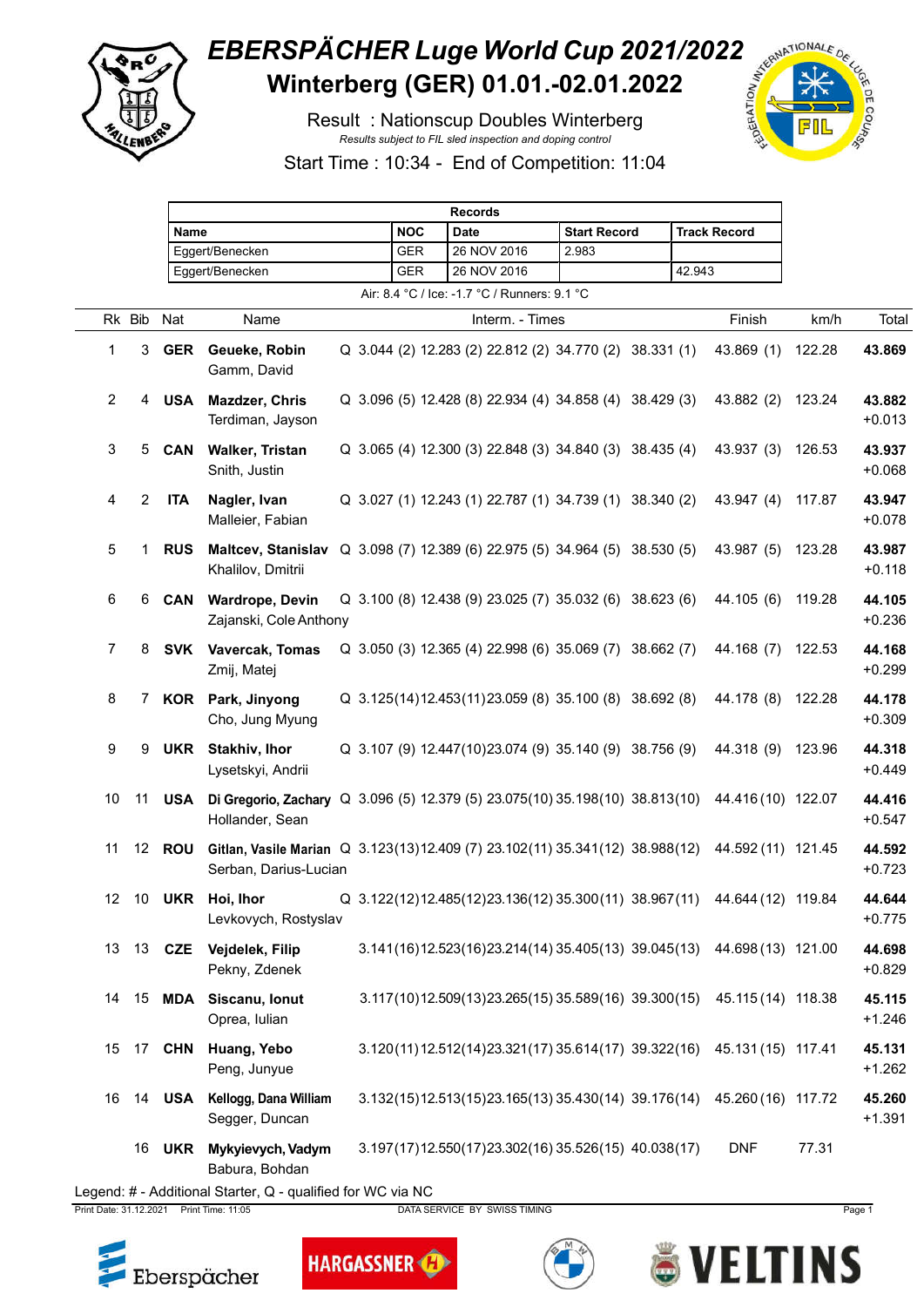# EBERSPÄCHER Luge World Cup 2021/2022

## Winterberg (GER) 01.01.-02.01.2022

Result : Nationscup Doubles Winterberg

*Results subject to FIL sled inspection and doping control*

Start Time : 10:34 - End of Competition: 11:04

| Records | | | | |
|---|---|---|---|---|
| Name | NOC | Date | Start Record | Track Record |
| Eggert/Benecken | GER | 26 NOV 2016 | 2.983 | |
| Eggert/Benecken | GER | 26 NOV 2016 | | 42.943 |

Air: 8.4 °C / Ice: -1.7 °C / Runners: 9.1 °C

| Rk | Bib | Nat | Name | | Interm. - Times | | | | | Finish | km/h | Total |
|---|---|---|---|---|---|---|---|---|---|---|---|---|
| 1 | 3 | **GER** | **Geueke, Robin** Gamm, David | Q | 3.044 (2) | 12.283 (2) | 22.812 (2) | 34.770 (2) | 38.331 (1) | 43.869 (1) | 122.28 | **43.869** |
| 2 | 4 | **USA** | **Mazdzer, Chris** Terdiman, Jayson | Q | 3.096 (5) | 12.428 (8) | 22.934 (4) | 34.858 (4) | 38.429 (3) | 43.882 (2) | 123.24 | **43.882** +0.013 |
| 3 | 5 | **CAN** | **Walker, Tristan** Snith, Justin | Q | 3.065 (4) | 12.300 (3) | 22.848 (3) | 34.840 (3) | 38.435 (4) | 43.937 (3) | 126.53 | **43.937** +0.068 |
| 4 | 2 | **ITA** | **Nagler, Ivan** Malleier, Fabian | Q | 3.027 (1) | 12.243 (1) | 22.787 (1) | 34.739 (1) | 38.340 (2) | 43.947 (4) | 117.87 | **43.947** +0.078 |
| 5 | 1 | **RUS** | **Maltcev, Stanislav** Khalilov, Dmitrii | Q | 3.098 (7) | 12.389 (6) | 22.975 (5) | 34.964 (5) | 38.530 (5) | 43.987 (5) | 123.28 | **43.987** +0.118 |
| 6 | 6 | **CAN** | **Wardrope, Devin** Zajanski, Cole Anthony | Q | 3.100 (8) | 12.438 (9) | 23.025 (7) | 35.032 (6) | 38.623 (6) | 44.105 (6) | 119.28 | **44.105** +0.236 |
| 7 | 8 | **SVK** | **Vavercak, Tomas** Zmij, Matej | Q | 3.050 (3) | 12.365 (4) | 22.998 (6) | 35.069 (7) | 38.662 (7) | 44.168 (7) | 122.53 | **44.168** +0.299 |
| 8 | 7 | **KOR** | **Park, Jinyong** Cho, Jung Myung | Q | 3.125 (14) | 12.453 (11) | 23.059 (8) | 35.100 (8) | 38.692 (8) | 44.178 (8) | 122.28 | **44.178** +0.309 |
| 9 | 9 | **UKR** | **Stakhiv, Ihor** Lysetskyi, Andrii | Q | 3.107 (9) | 12.447 (10) | 23.074 (9) | 35.140 (9) | 38.756 (9) | 44.318 (9) | 123.96 | **44.318** +0.449 |
| 10 | 11 | **USA** | **Di Gregorio, Zachary** Hollander, Sean | Q | 3.096 (5) | 12.379 (5) | 23.075 (10) | 35.198 (10) | 38.813 (10) | 44.416 (10) | 122.07 | **44.416** +0.547 |
| 11 | 12 | **ROU** | **Gitlan, Vasile Marian** Serban, Darius-Lucian | Q | 3.123 (13) | 12.409 (7) | 23.102 (11) | 35.341 (12) | 38.988 (12) | 44.592 (11) | 121.45 | **44.592** +0.723 |
| 12 | 10 | **UKR** | **Hoi, Ihor** Levkovych, Rostyslav | Q | 3.122 (12) | 12.485 (12) | 23.136 (12) | 35.300 (11) | 38.967 (11) | 44.644 (12) | 119.84 | **44.644** +0.775 |
| 13 | 13 | **CZE** | **Vejdelek, Filip** Pekny, Zdenek | | 3.141 (16) | 12.523 (16) | 23.214 (14) | 35.405 (13) | 39.045 (13) | 44.698 (13) | 121.00 | **44.698** +0.829 |
| 14 | 15 | **MDA** | **Siscanu, Ionut** Oprea, Iulian | | 3.117 (10) | 12.509 (13) | 23.265 (15) | 35.589 (16) | 39.300 (15) | 45.115 (14) | 118.38 | **45.115** +1.246 |
| 15 | 17 | **CHN** | **Huang, Yebo** Peng, Junyue | | 3.120 (11) | 12.512 (14) | 23.321 (17) | 35.614 (17) | 39.322 (16) | 45.131 (15) | 117.41 | **45.131** +1.262 |
| 16 | 14 | **USA** | **Kellogg, Dana William** Segger, Duncan | | 3.132 (15) | 12.513 (15) | 23.165 (13) | 35.430 (14) | 39.176 (14) | 45.260 (16) | 117.72 | **45.260** +1.391 |
| | 16 | **UKR** | **Mykyievych, Vadym** Babura, Bohdan | | 3.197 (17) | 12.550 (17) | 23.302 (16) | 35.526 (15) | 40.038 (17) | DNF | 77.31 | |

Legend: # - Additional Starter, Q - qualified for WC via NC

Print Date: 31.12.2021 Print Time: 11:05 DATA SERVICE BY SWISS TIMING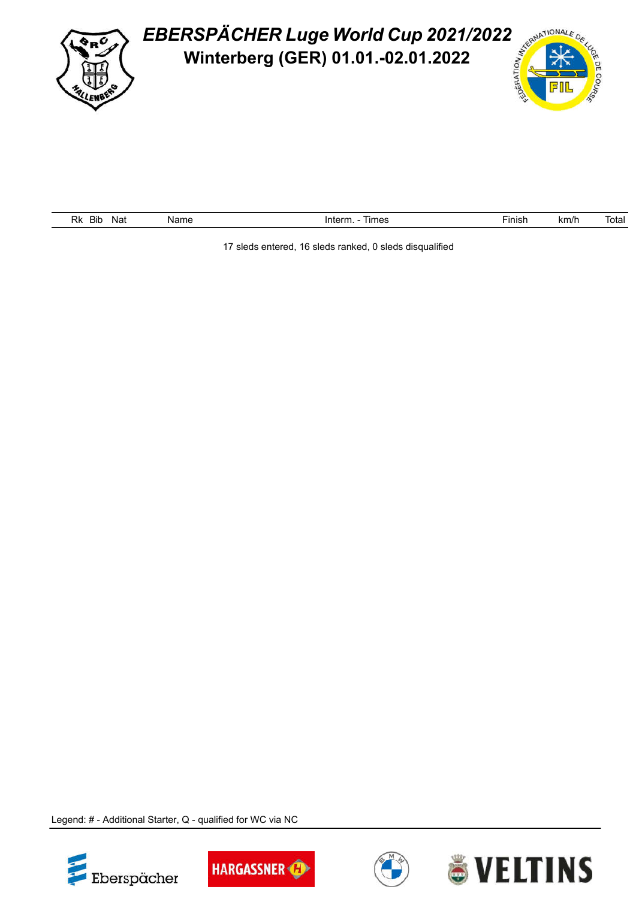| Rk | Bib | Nat | Name | Interm. - Times | Finish | km/h | Total |
|---|---|---|---|---|---|---|---|

17 sleds entered, 16 sleds ranked, 0 sleds disqualified

Legend: # - Additional Starter, Q - qualified for WC via NC